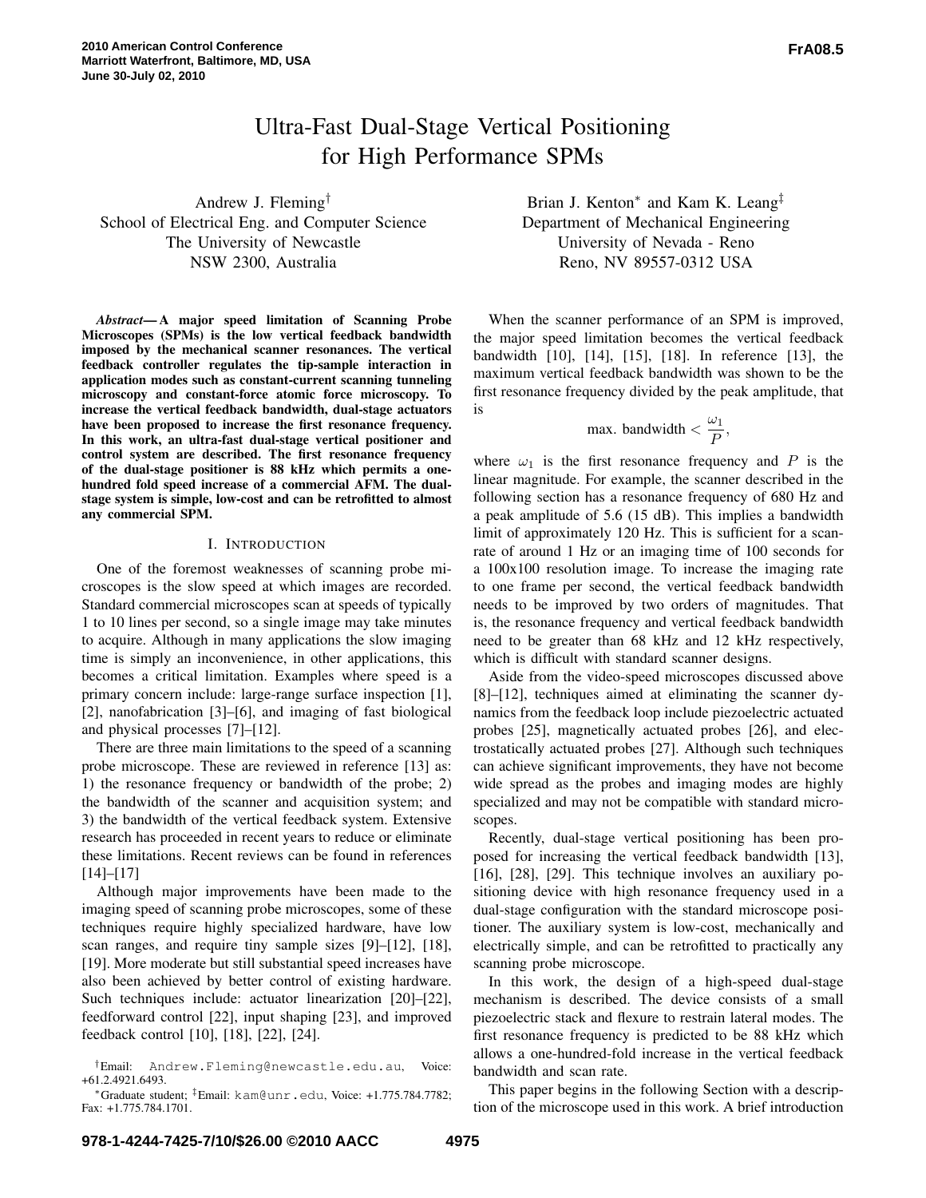# Ultra-Fast Dual-Stage Vertical Positioning for High Performance SPMs

Andrew J. Fleming[†]
School of Electrical Eng. and Computer Science
The University of Newcastle
NSW 2300, Australia

Brian J. Kenton[*] and Kam K. Leang[‡]
Department of Mechanical Engineering
University of Nevada - Reno
Reno, NV 89557-0312 USA

***Abstract*— A major speed limitation of Scanning Probe Microscopes (SPMs) is the low vertical feedback bandwidth imposed by the mechanical scanner resonances. The vertical feedback controller regulates the tip-sample interaction in application modes such as constant-current scanning tunneling microscopy and constant-force atomic force microscopy. To increase the vertical feedback bandwidth, dual-stage actuators have been proposed to increase the first resonance frequency. In this work, an ultra-fast dual-stage vertical positioner and control system are described. The first resonance frequency of the dual-stage positioner is 88 kHz which permits a one-hundred fold speed increase of a commercial AFM. The dual-stage system is simple, low-cost and can be retrofitted to almost any commercial SPM.**

## I. Introduction

One of the foremost weaknesses of scanning probe microscopes is the slow speed at which images are recorded. Standard commercial microscopes scan at speeds of typically 1 to 10 lines per second, so a single image may take minutes to acquire. Although in many applications the slow imaging time is simply an inconvenience, in other applications, this becomes a critical limitation. Examples where speed is a primary concern include: large-range surface inspection [1], [2], nanofabrication [3]–[6], and imaging of fast biological and physical processes [7]–[12].

There are three main limitations to the speed of a scanning probe microscope. These are reviewed in reference [13] as: 1) the resonance frequency or bandwidth of the probe; 2) the bandwidth of the scanner and acquisition system; and 3) the bandwidth of the vertical feedback system. Extensive research has proceeded in recent years to reduce or eliminate these limitations. Recent reviews can be found in references [14]–[17]

Although major improvements have been made to the imaging speed of scanning probe microscopes, some of these techniques require highly specialized hardware, have low scan ranges, and require tiny sample sizes [9]–[12], [18], [19]. More moderate but still substantial speed increases have also been achieved by better control of existing hardware. Such techniques include: actuator linearization [20]–[22], feedforward control [22], input shaping [23], and improved feedback control [10], [18], [22], [24].

When the scanner performance of an SPM is improved, the major speed limitation becomes the vertical feedback bandwidth [10], [14], [15], [18]. In reference [13], the maximum vertical feedback bandwidth was shown to be the first resonance frequency divided by the peak amplitude, that is

$$\text{max. bandwidth} < \frac{\omega_1}{P},$$

where $\omega_1$ is the first resonance frequency and $P$ is the linear magnitude. For example, the scanner described in the following section has a resonance frequency of 680 Hz and a peak amplitude of 5.6 (15 dB). This implies a bandwidth limit of approximately 120 Hz. This is sufficient for a scan-rate of around 1 Hz or an imaging time of 100 seconds for a 100x100 resolution image. To increase the imaging rate to one frame per second, the vertical feedback bandwidth needs to be improved by two orders of magnitudes. That is, the resonance frequency and vertical feedback bandwidth need to be greater than 68 kHz and 12 kHz respectively, which is difficult with standard scanner designs.

Aside from the video-speed microscopes discussed above [8]–[12], techniques aimed at eliminating the scanner dynamics from the feedback loop include piezoelectric actuated probes [25], magnetically actuated probes [26], and electrostatically actuated probes [27]. Although such techniques can achieve significant improvements, they have not become wide spread as the probes and imaging modes are highly specialized and may not be compatible with standard microscopes.

Recently, dual-stage vertical positioning has been proposed for increasing the vertical feedback bandwidth [13], [16], [28], [29]. This technique involves an auxiliary positioning device with high resonance frequency used in a dual-stage configuration with the standard microscope positioner. The auxiliary system is low-cost, mechanically and electrically simple, and can be retrofitted to practically any scanning probe microscope.

In this work, the design of a high-speed dual-stage mechanism is described. The device consists of a small piezoelectric stack and flexure to restrain lateral modes. The first resonance frequency is predicted to be 88 kHz which allows a one-hundred-fold increase in the vertical feedback bandwidth and scan rate.

This paper begins in the following Section with a description of the microscope used in this work. A brief introduction

[†]Email: Andrew.Fleming@newcastle.edu.au, Voice: +61.2.4921.6493.

[*]Graduate student; [‡]Email: kam@unr.edu, Voice: +1.775.784.7782; Fax: +1.775.784.1701.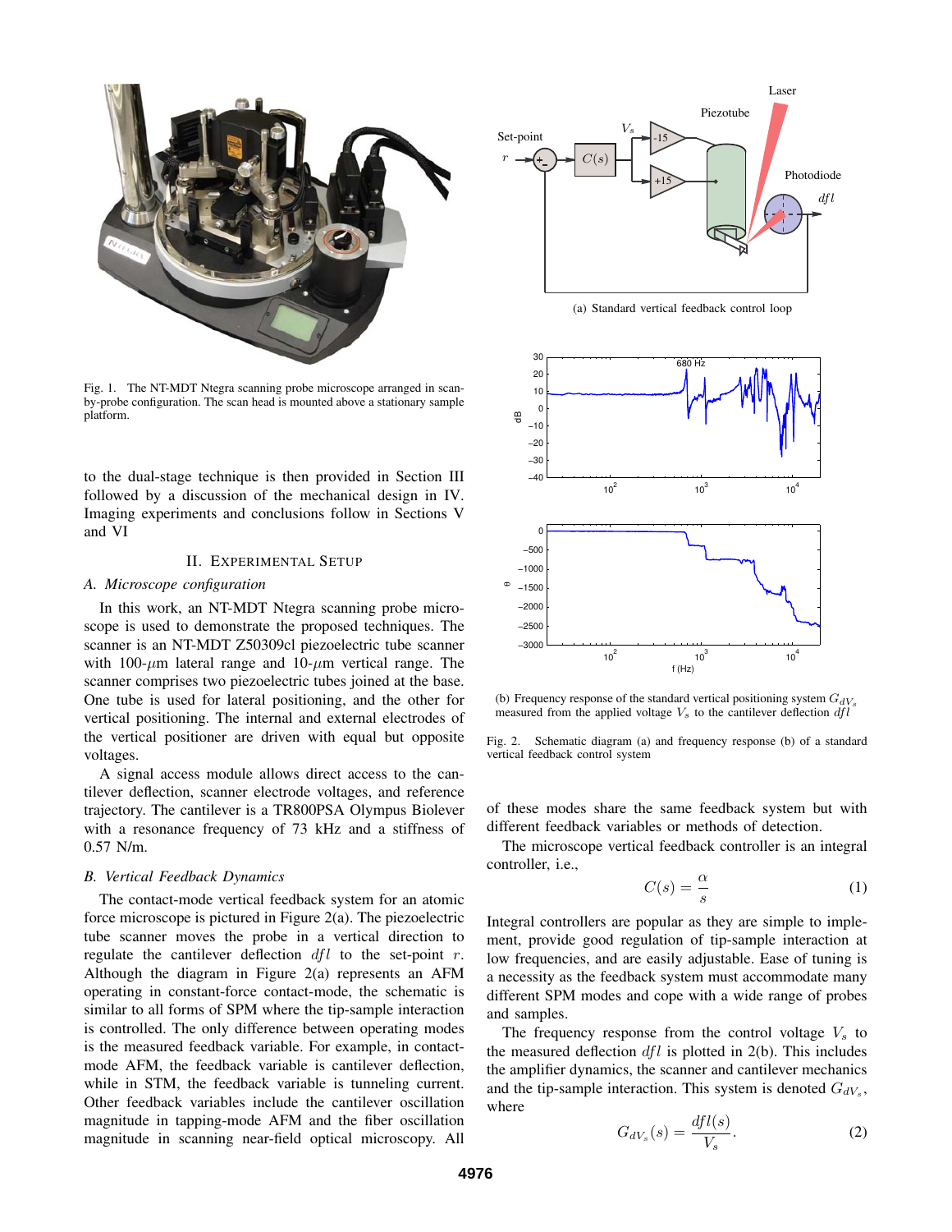Fig. 1. The NT-MDT Ntegra scanning probe microscope arranged in scan-by-probe configuration. The scan head is mounted above a stationary sample platform.

to the dual-stage technique is then provided in Section III followed by a discussion of the mechanical design in IV. Imaging experiments and conclusions follow in Sections V and VI

## II. Experimental Setup

### A. Microscope configuration

In this work, an NT-MDT Ntegra scanning probe microscope is used to demonstrate the proposed techniques. The scanner is an NT-MDT Z50309cl piezoelectric tube scanner with 100-$\mu$m lateral range and 10-$\mu$m vertical range. The scanner comprises two piezoelectric tubes joined at the base. One tube is used for lateral positioning, and the other for vertical positioning. The internal and external electrodes of the vertical positioner are driven with equal but opposite voltages.

A signal access module allows direct access to the cantilever deflection, scanner electrode voltages, and reference trajectory. The cantilever is a TR800PSA Olympus Biolever with a resonance frequency of 73 kHz and a stiffness of 0.57 N/m.

### B. Vertical Feedback Dynamics

The contact-mode vertical feedback system for an atomic force microscope is pictured in Figure 2(a). The piezoelectric tube scanner moves the probe in a vertical direction to regulate the cantilever deflection $dfl$ to the set-point $r$. Although the diagram in Figure 2(a) represents an AFM operating in constant-force contact-mode, the schematic is similar to all forms of SPM where the tip-sample interaction is controlled. The only difference between operating modes is the measured feedback variable. For example, in contact-mode AFM, the feedback variable is cantilever deflection, while in STM, the feedback variable is tunneling current. Other feedback variables include the cantilever oscillation magnitude in tapping-mode AFM and the fiber oscillation magnitude in scanning near-field optical microscopy. All of these modes share the same feedback system but with different feedback variables or methods of detection.

(a) Standard vertical feedback control loop

(b) Frequency response of the standard vertical positioning system $G_{dV_s}$ measured from the applied voltage $V_s$ to the cantilever deflection $dfl$

Fig. 2. Schematic diagram (a) and frequency response (b) of a standard vertical feedback control system

The microscope vertical feedback controller is an integral controller, i.e.,

$$C(s) = \frac{\alpha}{s} \tag{1}$$

Integral controllers are popular as they are simple to implement, provide good regulation of tip-sample interaction at low frequencies, and are easily adjustable. Ease of tuning is a necessity as the feedback system must accommodate many different SPM modes and cope with a wide range of probes and samples.

The frequency response from the control voltage $V_s$ to the measured deflection $dfl$ is plotted in 2(b). This includes the amplifier dynamics, the scanner and cantilever mechanics and the tip-sample interaction. This system is denoted $G_{dV_s}$, where

$$G_{dV_s}(s) = \frac{dfl(s)}{V_s}. \tag{2}$$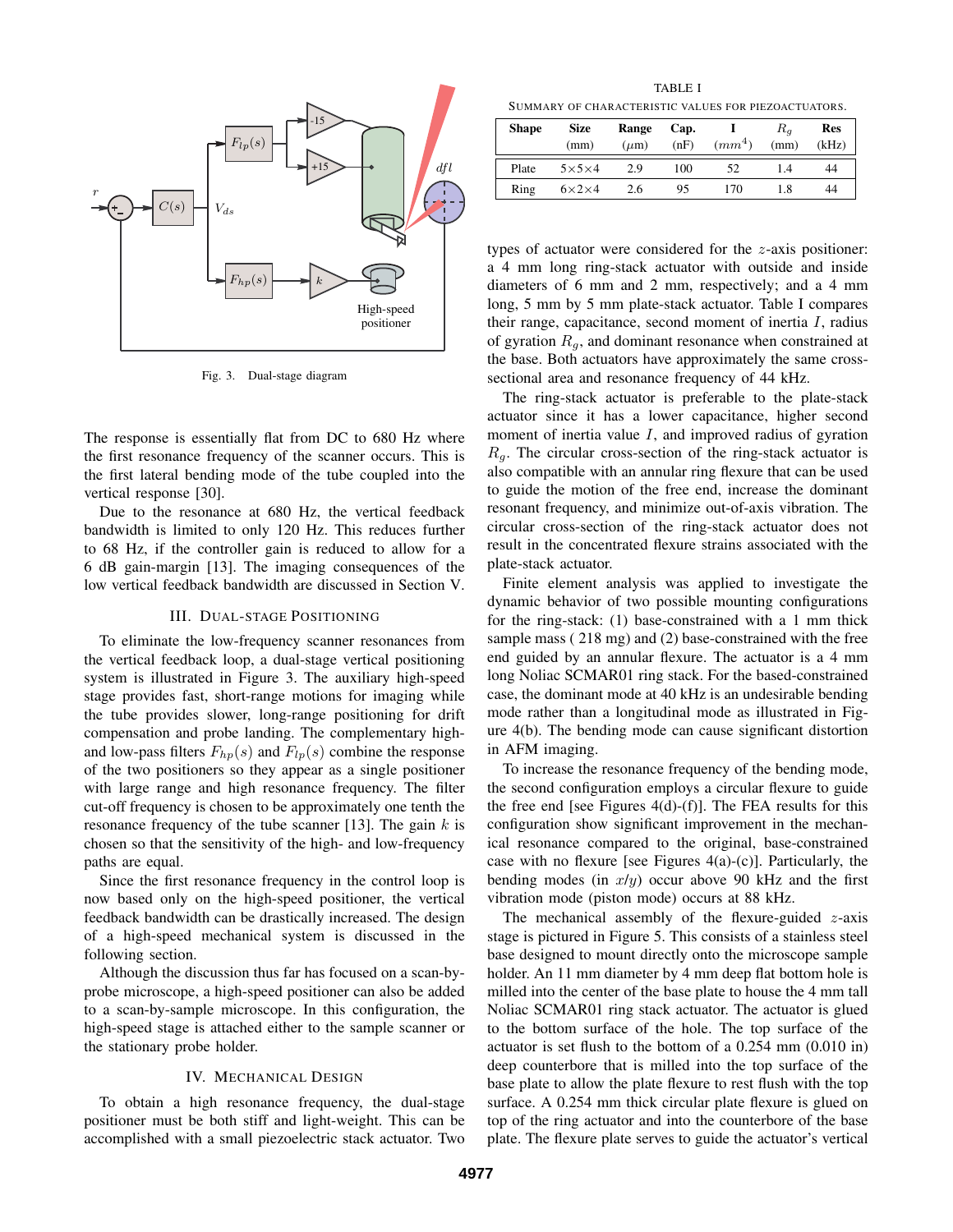Fig. 3. Dual-stage diagram

The response is essentially flat from DC to 680 Hz where the first resonance frequency of the scanner occurs. This is the first lateral bending mode of the tube coupled into the vertical response [30].

Due to the resonance at 680 Hz, the vertical feedback bandwidth is limited to only 120 Hz. This reduces further to 68 Hz, if the controller gain is reduced to allow for a 6 dB gain-margin [13]. The imaging consequences of the low vertical feedback bandwidth are discussed in Section V.

## III. Dual-Stage Positioning

To eliminate the low-frequency scanner resonances from the vertical feedback loop, a dual-stage vertical positioning system is illustrated in Figure 3. The auxiliary high-speed stage provides fast, short-range motions for imaging while the tube provides slower, long-range positioning for drift compensation and probe landing. The complementary high- and low-pass filters $F_{hp}(s)$ and $F_{lp}(s)$ combine the response of the two positioners so they appear as a single positioner with large range and high resonance frequency. The filter cut-off frequency is chosen to be approximately one tenth the resonance frequency of the tube scanner [13]. The gain $k$ is chosen so that the sensitivity of the high- and low-frequency paths are equal.

Since the first resonance frequency in the control loop is now based only on the high-speed positioner, the vertical feedback bandwidth can be drastically increased. The design of a high-speed mechanical system is discussed in the following section.

Although the discussion thus far has focused on a scan-by-probe microscope, a high-speed positioner can also be added to a scan-by-sample microscope. In this configuration, the high-speed stage is attached either to the sample scanner or the stationary probe holder.

## IV. Mechanical Design

To obtain a high resonance frequency, the dual-stage positioner must be both stiff and light-weight. This can be accomplished with a small piezoelectric stack actuator. Two

TABLE I
Summary of characteristic values for piezoactuators.

| Shape | Size (mm) | Range ($\mu$m) | Cap. (nF) | I ($mm^4$) | $R_g$ (mm) | Res (kHz) |
|---|---|---|---|---|---|---|
| Plate | 5×5×4 | 2.9 | 100 | 52 | 1.4 | 44 |
| Ring | 6×2×4 | 2.6 | 95 | 170 | 1.8 | 44 |

types of actuator were considered for the $z$-axis positioner: a 4 mm long ring-stack actuator with outside and inside diameters of 6 mm and 2 mm, respectively; and a 4 mm long, 5 mm by 5 mm plate-stack actuator. Table I compares their range, capacitance, second moment of inertia $I$, radius of gyration $R_g$, and dominant resonance when constrained at the base. Both actuators have approximately the same cross-sectional area and resonance frequency of 44 kHz.

The ring-stack actuator is preferable to the plate-stack actuator since it has a lower capacitance, higher second moment of inertia value $I$, and improved radius of gyration $R_g$. The circular cross-section of the ring-stack actuator is also compatible with an annular ring flexure that can be used to guide the motion of the free end, increase the dominant resonant frequency, and minimize out-of-axis vibration. The circular cross-section of the ring-stack actuator does not result in the concentrated flexure strains associated with the plate-stack actuator.

Finite element analysis was applied to investigate the dynamic behavior of two possible mounting configurations for the ring-stack: (1) base-constrained with a 1 mm thick sample mass ( 218 mg) and (2) base-constrained with the free end guided by an annular flexure. The actuator is a 4 mm long Noliac SCMAR01 ring stack. For the based-constrained case, the dominant mode at 40 kHz is an undesirable bending mode rather than a longitudinal mode as illustrated in Figure 4(b). The bending mode can cause significant distortion in AFM imaging.

To increase the resonance frequency of the bending mode, the second configuration employs a circular flexure to guide the free end [see Figures 4(d)-(f)]. The FEA results for this configuration show significant improvement in the mechanical resonance compared to the original, base-constrained case with no flexure [see Figures 4(a)-(c)]. Particularly, the bending modes (in $x$/$y$) occur above 90 kHz and the first vibration mode (piston mode) occurs at 88 kHz.

The mechanical assembly of the flexure-guided $z$-axis stage is pictured in Figure 5. This consists of a stainless steel base designed to mount directly onto the microscope sample holder. An 11 mm diameter by 4 mm deep flat bottom hole is milled into the center of the base plate to house the 4 mm tall Noliac SCMAR01 ring stack actuator. The actuator is glued to the bottom surface of the hole. The top surface of the actuator is set flush to the bottom of a 0.254 mm (0.010 in) deep counterbore that is milled into the top surface of the base plate to allow the plate flexure to rest flush with the top surface. A 0.254 mm thick circular plate flexure is glued on top of the ring actuator and into the counterbore of the base plate. The flexure plate serves to guide the actuator's vertical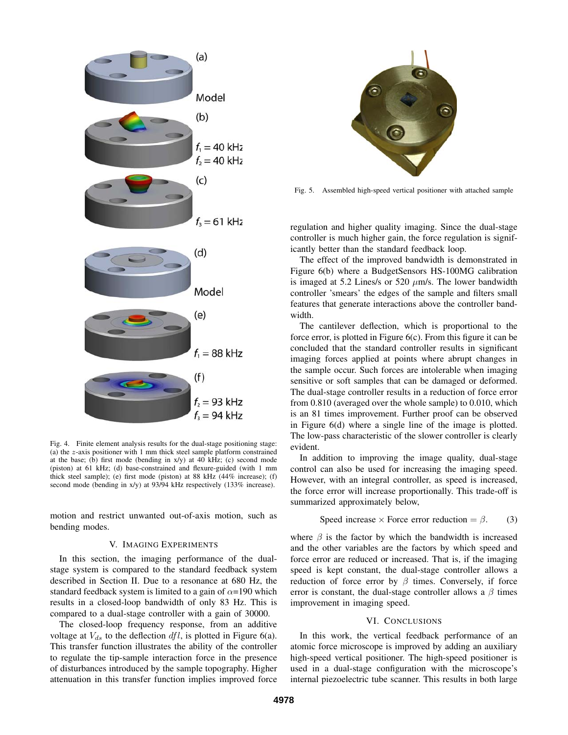Fig. 4. Finite element analysis results for the dual-stage positioning stage: (a) the $z$-axis positioner with 1 mm thick steel sample platform constrained at the base; (b) first mode (bending in x/y) at 40 kHz; (c) second mode (piston) at 61 kHz; (d) base-constrained and flexure-guided (with 1 mm thick steel sample); (e) first mode (piston) at 88 kHz (44% increase); (f) second mode (bending in x/y) at 93/94 kHz respectively (133% increase).

motion and restrict unwanted out-of-axis motion, such as bending modes.

## V. Imaging Experiments

In this section, the imaging performance of the dual-stage system is compared to the standard feedback system described in Section II. Due to a resonance at 680 Hz, the standard feedback system is limited to a gain of $\alpha$=190 which results in a closed-loop bandwidth of only 83 Hz. This is compared to a dual-stage controller with a gain of 30000.

The closed-loop frequency response, from an additive voltage at $V_{ds}$ to the deflection $dfl$, is plotted in Figure 6(a). This transfer function illustrates the ability of the controller to regulate the tip-sample interaction force in the presence of disturbances introduced by the sample topography. Higher attenuation in this transfer function implies improved force regulation and higher quality imaging. Since the dual-stage controller is much higher gain, the force regulation is significantly better than the standard feedback loop.

Fig. 5. Assembled high-speed vertical positioner with attached sample

The effect of the improved bandwidth is demonstrated in Figure 6(b) where a BudgetSensors HS-100MG calibration is imaged at 5.2 Lines/s or 520 $\mu$m/s. The lower bandwidth controller 'smears' the edges of the sample and filters small features that generate interactions above the controller bandwidth.

The cantilever deflection, which is proportional to the force error, is plotted in Figure 6(c). From this figure it can be concluded that the standard controller results in significant imaging forces applied at points where abrupt changes in the sample occur. Such forces are intolerable when imaging sensitive or soft samples that can be damaged or deformed. The dual-stage controller results in a reduction of force error from 0.810 (averaged over the whole sample) to 0.010, which is an 81 times improvement. Further proof can be observed in Figure 6(d) where a single line of the image is plotted. The low-pass characteristic of the slower controller is clearly evident.

In addition to improving the image quality, dual-stage control can also be used for increasing the imaging speed. However, with an integral controller, as speed is increased, the force error will increase proportionally. This trade-off is summarized approximately below,

$$\text{Speed increase} \times \text{Force error reduction} = \beta. \qquad (3)$$

where $\beta$ is the factor by which the bandwidth is increased and the other variables are the factors by which speed and force error are reduced or increased. That is, if the imaging speed is kept constant, the dual-stage controller allows a reduction of force error by $\beta$ times. Conversely, if force error is constant, the dual-stage controller allows a $\beta$ times improvement in imaging speed.

## VI. Conclusions

In this work, the vertical feedback performance of an atomic force microscope is improved by adding an auxiliary high-speed vertical positioner. The high-speed positioner is used in a dual-stage configuration with the microscope's internal piezoelectric tube scanner. This results in both large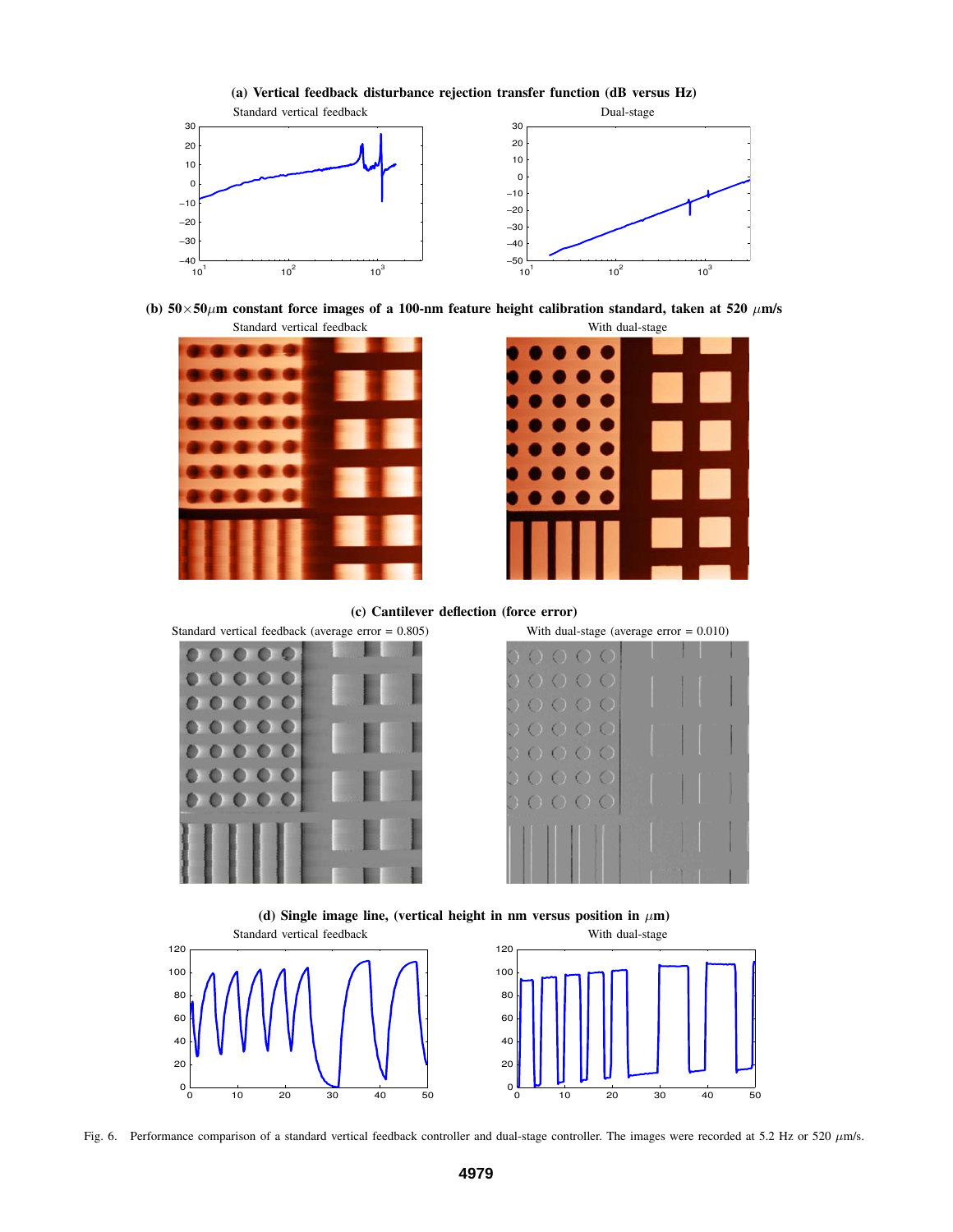(a) Vertical feedback disturbance rejection transfer function (dB versus Hz)

Standard vertical feedback

Dual-stage

(b) 50×50$\mu$m constant force images of a 100-nm feature height calibration standard, taken at 520 $\mu$m/s

Standard vertical feedback

With dual-stage

(c) Cantilever deflection (force error)

Standard vertical feedback (average error = 0.805)

With dual-stage (average error = 0.010)

(d) Single image line, (vertical height in nm versus position in $\mu$m)

Standard vertical feedback

With dual-stage

Fig. 6. Performance comparison of a standard vertical feedback controller and dual-stage controller. The images were recorded at 5.2 Hz or 520 $\mu$m/s.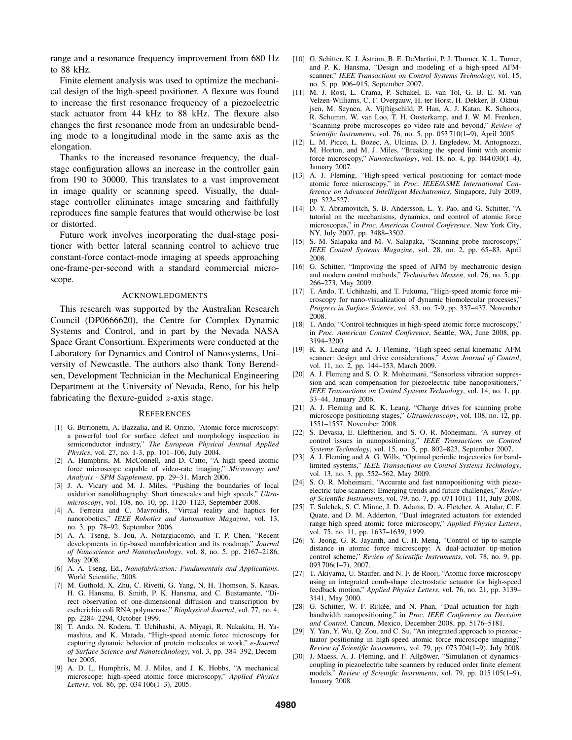range and a resonance frequency improvement from 680 Hz to 88 kHz.

Finite element analysis was used to optimize the mechanical design of the high-speed positioner. A flexure was found to increase the first resonance frequency of a piezoelectric stack actuator from 44 kHz to 88 kHz. The flexure also changes the first resonance mode from an undesirable bending mode to a longitudinal mode in the same axis as the elongation.

Thanks to the increased resonance frequency, the dual-stage configuration allows an increase in the controller gain from 190 to 30000. This translates to a vast improvement in image quality or scanning speed. Visually, the dual-stage controller eliminates image smearing and faithfully reproduces fine sample features that would otherwise be lost or distorted.

Future work involves incorporating the dual-stage positioner with better lateral scanning control to achieve true constant-force contact-mode imaging at speeds approaching one-frame-per-second with a standard commercial microscope.

## ACKNOWLEDGMENTS

This research was supported by the Australian Research Council (DP0666620), the Centre for Complex Dynamic Systems and Control, and in part by the Nevada NASA Space Grant Consortium. Experiments were conducted at the Laboratory for Dynamics and Control of Nanosystems, University of Newcastle. The authors also thank Tony Berendsen, Development Technician in the Mechanical Engineering Department at the University of Nevada, Reno, for his help fabricating the flexure-guided $z$-axis stage.

## REFERENCES

[1] G. Btrrionetti, A. Bazzalia, and R. Orizio, "Atomic force microscopy: a powerful tool for surface defect and morphology inspection in semiconductor industry," *The European Physical Journal Applied Physics*, vol. 27, no. 1-3, pp. 101–106, July 2004.

[2] A. Humphris, M. McConnell, and D. Catto, "A high-speed atomic force microscope capable of video-rate imaging," *Microscopy and Analysis - SPM Supplement*, pp. 29–31, March 2006.

[3] J. A. Vicary and M. J. Miles, "Pushing the boundaries of local oxidation nanolithography: Short timescales and high speeds," *Ultramicroscopy*, vol. 108, no. 10, pp. 1120–1123, September 2008.

[4] A. Ferreira and C. Mavroidis, "Virtual reality and haptics for nanorobotics," *IEEE Robotics and Automation Magazine*, vol. 13, no. 3, pp. 78–92, September 2006.

[5] A. A. Tseng, S. Jou, A. Notargiacomo, and T. P. Chen, "Recent developments in tip-based nanofabrication and its roadmap," *Journal of Nanoscience and Nanotechnology*, vol. 8, no. 5, pp. 2167–2186, May 2008.

[6] A. A. Tseng, Ed., *Nanofabrication: Fundamentals and Applications*. World Scientific, 2008.

[7] M. Guthold, X. Zhu, C. Rivetti, G. Yang, N. H. Thomson, S. Kasas, H. G. Hansma, B. Smith, P. K. Hansma, and C. Bustamante, "Direct observation of one-dimensional diffusion and transcription by escherichia coli RNA polymerase," *Biophysical Journal*, vol. 77, no. 4, pp. 2284–2294, October 1999.

[8] T. Ando, N. Kodera, T. Uchihashi, A. Miyagi, R. Nakakita, H. Yamashita, and K. Matada, "High-speed atomic force microscopy for capturing dynamic behavior of protein molecules at work," *e-Journal of Surface Science and Nanotechnology*, vol. 3, pp. 384–392, December 2005.

[9] A. D. L. Humphris, M. J. Miles, and J. K. Hobbs, "A mechanical microscope: high-speed atomic force microscopy," *Applied Physics Letters*, vol. 86, pp. 034 106(1–3), 2005.

[10] G. Schitter, K. J. Åström, B. E. DeMartini, P. J. Thurner, K. L. Turner, and P. K. Hansma, "Design and modeling of a high-speed AFM-scanner," *IEEE Transactions on Control Systems Technology*, vol. 15, no. 5, pp. 906–915, September 2007.

[11] M. J. Rost, L. Crama, P. Schakel, E. van Tol, G. B. E. M. van Velzen-Williams, C. F. Overgauw, H. ter Horst, H. Dekker, B. Okhuijsen, M. Seynen, A. Vijftigschild, P. Han, A. J. Katan, K. Schoots, R. Schumm, W. van Loo, T. H. Oosterkamp, and J. W. M. Frenken, "Scanning probe microscopes go video rate and beyond," *Review of Scientific Instruments*, vol. 76, no. 5, pp. 053 710(1–9), April 2005.

[12] L. M. Picco, L. Bozec, A. Ulcinas, D. J. Engledew, M. Antognozzi, M. Horton, and M. J. Miles, "Breaking the speed limit with atomic force microscopy," *Nanotechnology*, vol. 18, no. 4, pp. 044 030(1–4), January 2007.

[13] A. J. Fleming, "High-speed vertical positioning for contact-mode atomic force microscopy," in *Proc. IEEE/ASME International Conference on Advanced Intelligent Mechatronics*, Singapore, July 2009, pp. 522–527.

[14] D. Y. Abramovitch, S. B. Andersson, L. Y. Pao, and G. Schitter, "A tutorial on the mechanisms, dynamics, and control of atomic force microscopes," in *Proc. American Control Conference*, New York City, NY, July 2007, pp. 3488–3502.

[15] S. M. Salapaka and M. V. Salapaka, "Scanning probe microscopy," *IEEE Control Systems Magazine*, vol. 28, no. 2, pp. 65–83, April 2008.

[16] G. Schitter, "Improving the speed of AFM by mechatronic design and modern control methods," *Technisches Messen*, vol. 76, no. 5, pp. 266–273, May 2009.

[17] T. Ando, T. Uchihashi, and T. Fukuma, "High-speed atomic force microscopy for nano-visualization of dynamic biomolecular processes," *Progress in Surface Science*, vol. 83, no. 7-9, pp. 337–437, November 2008.

[18] T. Ando, "Control techniques in high-speed atomic force microscopy," in *Proc. American Control Conference*, Seattle, WA, June 2008, pp. 3194–3200.

[19] K. K. Leang and A. J. Fleming, "High-speed serial-kinematic AFM scanner: design and drive considerations," *Asian Journal of Control*, vol. 11, no. 2, pp. 144–153, March 2009.

[20] A. J. Fleming and S. O. R. Moheimani, "Sensorless vibration suppression and scan compensation for piezoelectric tube nanopositioners," *IEEE Transactions on Control Systems Technology*, vol. 14, no. 1, pp. 33–44, January 2006.

[21] A. J. Fleming and K. K. Leang, "Charge drives for scanning probe microscope positioning stages," *Ultramicroscopy*, vol. 108, no. 12, pp. 1551–1557, November 2008.

[22] S. Devasia, E. Eleftheriou, and S. O. R. Moheimani, "A survey of control issues in nanopositioning," *IEEE Transactions on Control Systems Technology*, vol. 15, no. 5, pp. 802–823, September 2007.

[23] A. J. Fleming and A. G. Wills, "Optimal periodic trajectories for band-limited systems," *IEEE Transactions on Control Systems Technology*, vol. 13, no. 3, pp. 552–562, May 2009.

[24] S. O. R. Moheimani, "Accurate and fast nanopositioning with piezoelectric tube scanners: Emerging trends and future challenges," *Review of Scientific Instruments*, vol. 79, no. 7, pp. 071 101(1–11), July 2008.

[25] T. Sulchek, S. C. Minne, J. D. Adams, D. A. Fletcher, A. Atalar, C. F. Quate, and D. M. Adderton, "Dual integrated actuators for extended range high speed atomic force microscopy," *Applied Physics Letters*, vol. 75, no. 11, pp. 1637–1639, 1999.

[26] Y. Jeong, G. R. Jayanth, and C.-H. Menq, "Control of tip-to-sample distance in atomic force microscopy: A dual-actuator tip-motion control scheme," *Review of Scientific Instruments*, vol. 78, no. 9, pp. 093 706(1–7), 2007.

[27] T. Akiyama, U. Staufer, and N. F. de Rooij, "Atomic force microscopy using an integrated comb-shape electrostatic actuator for high-speed feedback motion," *Applied Physics Letters*, vol. 76, no. 21, pp. 3139–3141, May 2000.

[28] G. Schitter, W. F. Rijkée, and N. Phan, "Dual actuation for high-bandwidth nanopositioning," in *Proc. IEEE Conference on Decision and Control*, Cancun, Mexico, December 2008, pp. 5176–5181.

[29] Y. Yan, Y. Wu, Q. Zou, and C. Su, "An integrated approach to piezoactuator positioning in high-speed atomic force microscope imaging," *Review of Scientific Instruments*, vol. 79, pp. 073 704(1–9), July 2008.

[30] J. Maess, A. J. Fleming, and F. Allgöwer, "Simulation of dynamics-coupling in piezoelectric tube scanners by reduced order finite element models," *Review of Scientific Instruments*, vol. 79, pp. 015 105(1–9), January 2008.